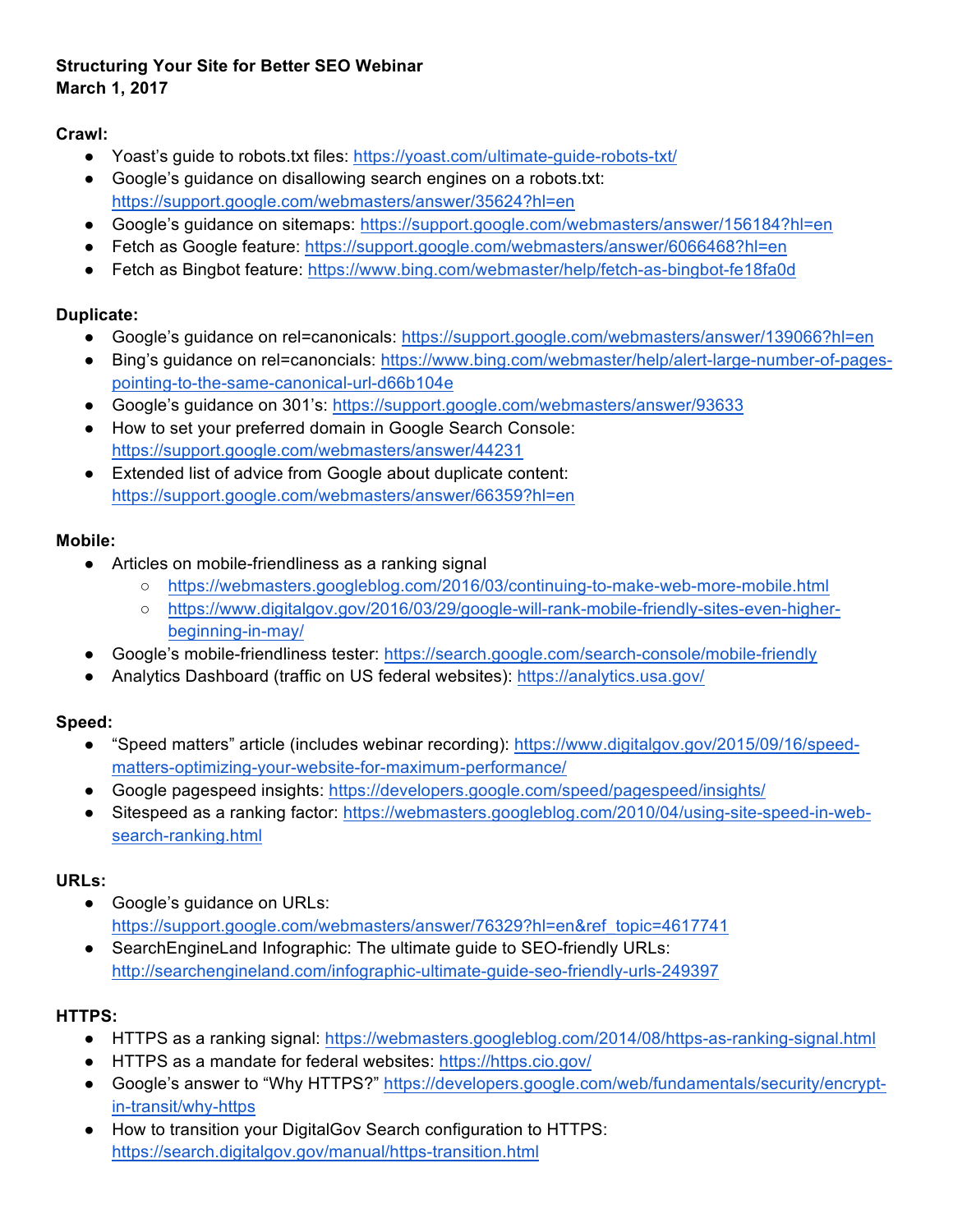**Structuring Your Site for Better SEO Webinar**
**March 1, 2017**

**Crawl:**

- Yoast's guide to robots.txt files: https://yoast.com/ultimate-guide-robots-txt/
- Google's guidance on disallowing search engines on a robots.txt: https://support.google.com/webmasters/answer/35624?hl=en
- Google's guidance on sitemaps: https://support.google.com/webmasters/answer/156184?hl=en
- Fetch as Google feature: https://support.google.com/webmasters/answer/6066468?hl=en
- Fetch as Bingbot feature: https://www.bing.com/webmaster/help/fetch-as-bingbot-fe18fa0d

**Duplicate:**

- Google's guidance on rel=canonicals: https://support.google.com/webmasters/answer/139066?hl=en
- Bing's guidance on rel=canoncials: https://www.bing.com/webmaster/help/alert-large-number-of-pages-pointing-to-the-same-canonical-url-d66b104e
- Google's guidance on 301's: https://support.google.com/webmasters/answer/93633
- How to set your preferred domain in Google Search Console: https://support.google.com/webmasters/answer/44231
- Extended list of advice from Google about duplicate content: https://support.google.com/webmasters/answer/66359?hl=en

**Mobile:**

- Articles on mobile-friendliness as a ranking signal
  - https://webmasters.googleblog.com/2016/03/continuing-to-make-web-more-mobile.html
  - https://www.digitalgov.gov/2016/03/29/google-will-rank-mobile-friendly-sites-even-higher-beginning-in-may/
- Google's mobile-friendliness tester: https://search.google.com/search-console/mobile-friendly
- Analytics Dashboard (traffic on US federal websites): https://analytics.usa.gov/

**Speed:**

- "Speed matters" article (includes webinar recording): https://www.digitalgov.gov/2015/09/16/speed-matters-optimizing-your-website-for-maximum-performance/
- Google pagespeed insights: https://developers.google.com/speed/pagespeed/insights/
- Sitespeed as a ranking factor: https://webmasters.googleblog.com/2010/04/using-site-speed-in-web-search-ranking.html

**URLs:**

- Google's guidance on URLs: https://support.google.com/webmasters/answer/76329?hl=en&ref_topic=4617741
- SearchEngineLand Infographic: The ultimate guide to SEO-friendly URLs: http://searchengineland.com/infographic-ultimate-guide-seo-friendly-urls-249397

**HTTPS:**

- HTTPS as a ranking signal: https://webmasters.googleblog.com/2014/08/https-as-ranking-signal.html
- HTTPS as a mandate for federal websites: https://https.cio.gov/
- Google's answer to "Why HTTPS?" https://developers.google.com/web/fundamentals/security/encrypt-in-transit/why-https
- How to transition your DigitalGov Search configuration to HTTPS: https://search.digitalgov.gov/manual/https-transition.html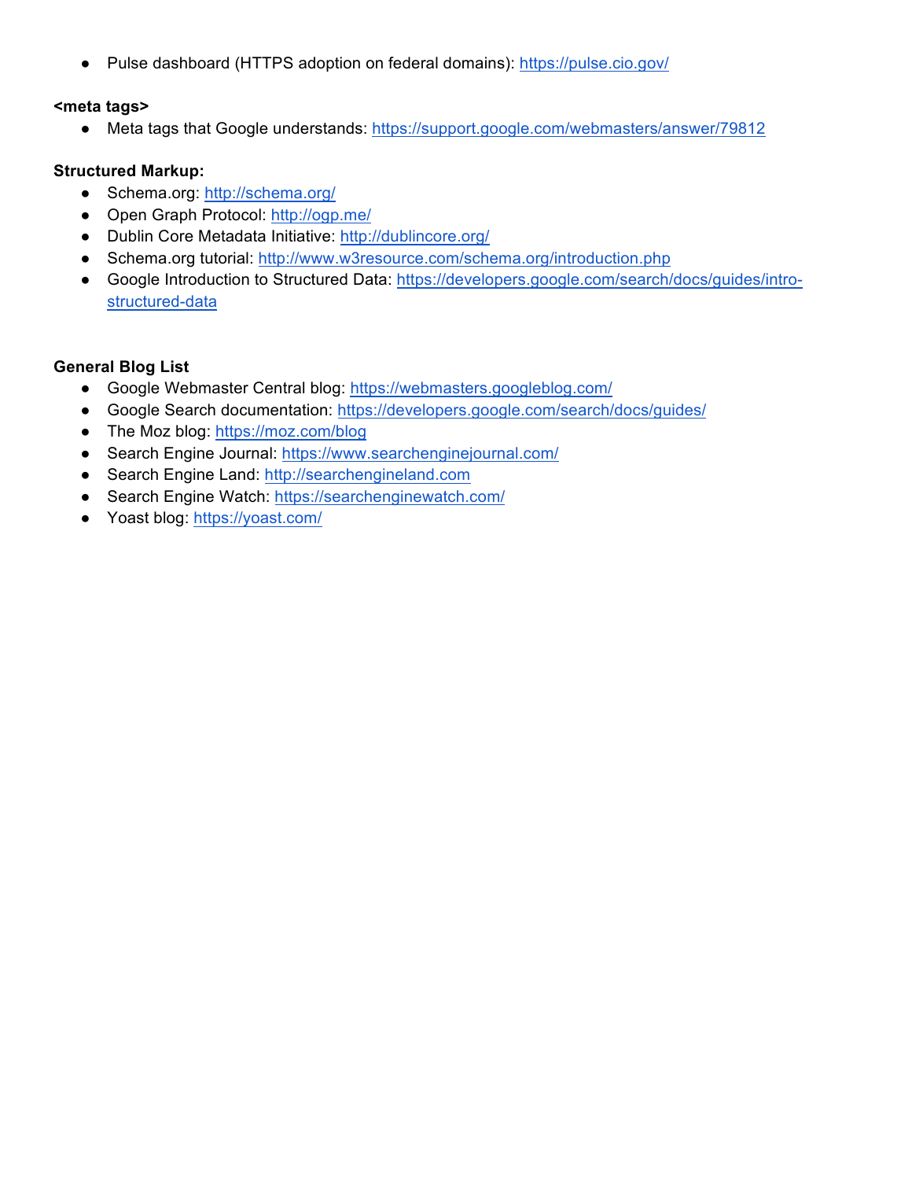- Pulse dashboard (HTTPS adoption on federal domains): https://pulse.cio.gov/

**<meta tags>**

- Meta tags that Google understands: https://support.google.com/webmasters/answer/79812

**Structured Markup:**

- Schema.org: http://schema.org/
- Open Graph Protocol: http://ogp.me/
- Dublin Core Metadata Initiative: http://dublincore.org/
- Schema.org tutorial: http://www.w3resource.com/schema.org/introduction.php
- Google Introduction to Structured Data: https://developers.google.com/search/docs/guides/intro-structured-data

**General Blog List**

- Google Webmaster Central blog: https://webmasters.googleblog.com/
- Google Search documentation: https://developers.google.com/search/docs/guides/
- The Moz blog: https://moz.com/blog
- Search Engine Journal: https://www.searchenginejournal.com/
- Search Engine Land: http://searchengineland.com
- Search Engine Watch: https://searchenginewatch.com/
- Yoast blog: https://yoast.com/